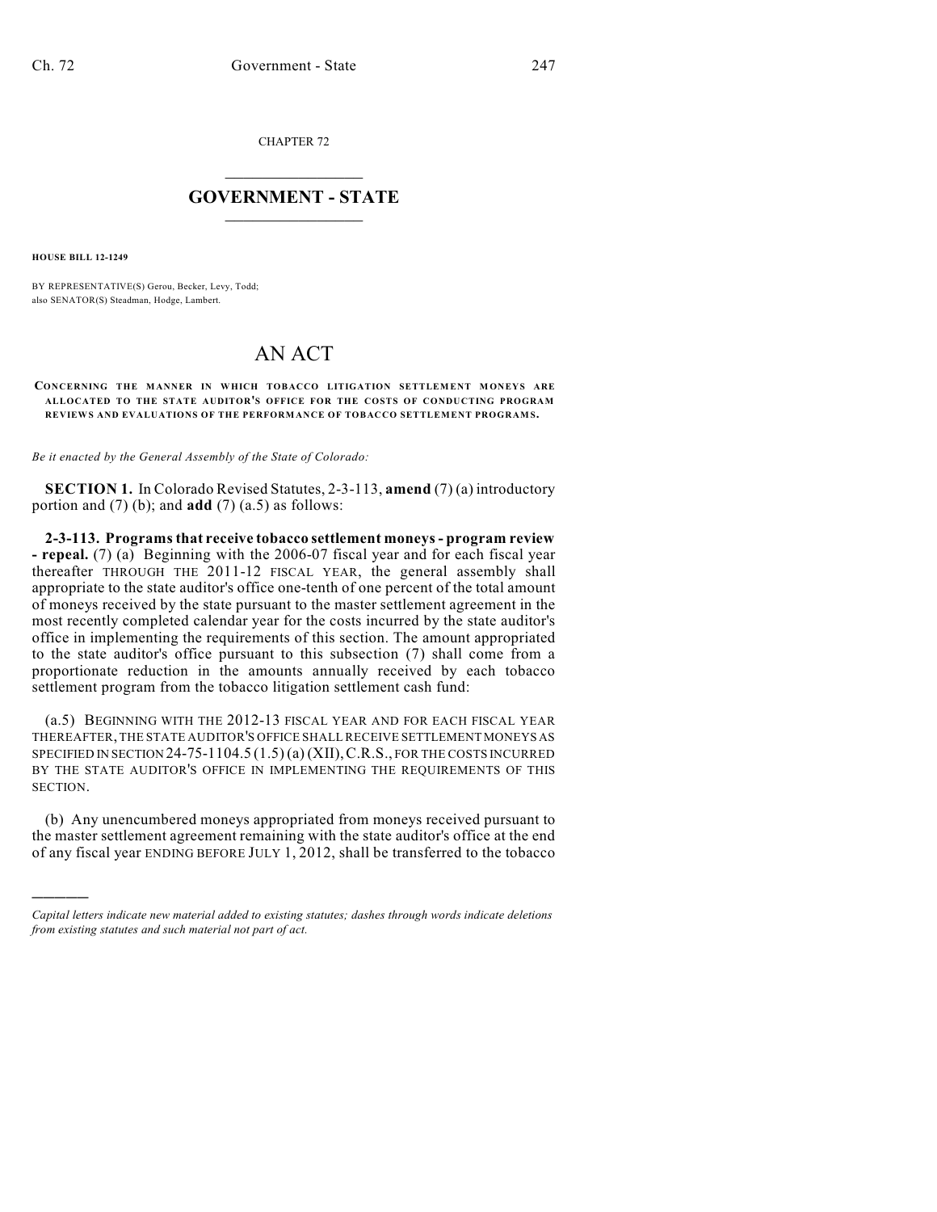CHAPTER 72

# GOVERNMENT - STATE

**HOUSE BILL 12-1249**

BY REPRESENTATIVE(S) Gerou, Becker, Levy, Todd;
also SENATOR(S) Steadman, Hodge, Lambert.

# AN ACT

**CONCERNING THE MANNER IN WHICH TOBACCO LITIGATION SETTLEMENT MONEYS ARE ALLOCATED TO THE STATE AUDITOR'S OFFICE FOR THE COSTS OF CONDUCTING PROGRAM REVIEWS AND EVALUATIONS OF THE PERFORMANCE OF TOBACCO SETTLEMENT PROGRAMS.**

*Be it enacted by the General Assembly of the State of Colorado:*

**SECTION 1.** In Colorado Revised Statutes, 2-3-113, **amend** (7) (a) introductory portion and (7) (b); and **add** (7) (a.5) as follows:

**2-3-113. Programs that receive tobacco settlement moneys - program review - repeal.** (7) (a) Beginning with the 2006-07 fiscal year and for each fiscal year thereafter THROUGH THE 2011-12 FISCAL YEAR, the general assembly shall appropriate to the state auditor's office one-tenth of one percent of the total amount of moneys received by the state pursuant to the master settlement agreement in the most recently completed calendar year for the costs incurred by the state auditor's office in implementing the requirements of this section. The amount appropriated to the state auditor's office pursuant to this subsection (7) shall come from a proportionate reduction in the amounts annually received by each tobacco settlement program from the tobacco litigation settlement cash fund:

(a.5) BEGINNING WITH THE 2012-13 FISCAL YEAR AND FOR EACH FISCAL YEAR THEREAFTER, THE STATE AUDITOR'S OFFICE SHALL RECEIVE SETTLEMENT MONEYS AS SPECIFIED IN SECTION 24-75-1104.5 (1.5) (a) (XII), C.R.S., FOR THE COSTS INCURRED BY THE STATE AUDITOR'S OFFICE IN IMPLEMENTING THE REQUIREMENTS OF THIS SECTION.

(b) Any unencumbered moneys appropriated from moneys received pursuant to the master settlement agreement remaining with the state auditor's office at the end of any fiscal year ENDING BEFORE JULY 1, 2012, shall be transferred to the tobacco

---

*Capital letters indicate new material added to existing statutes; dashes through words indicate deletions from existing statutes and such material not part of act.*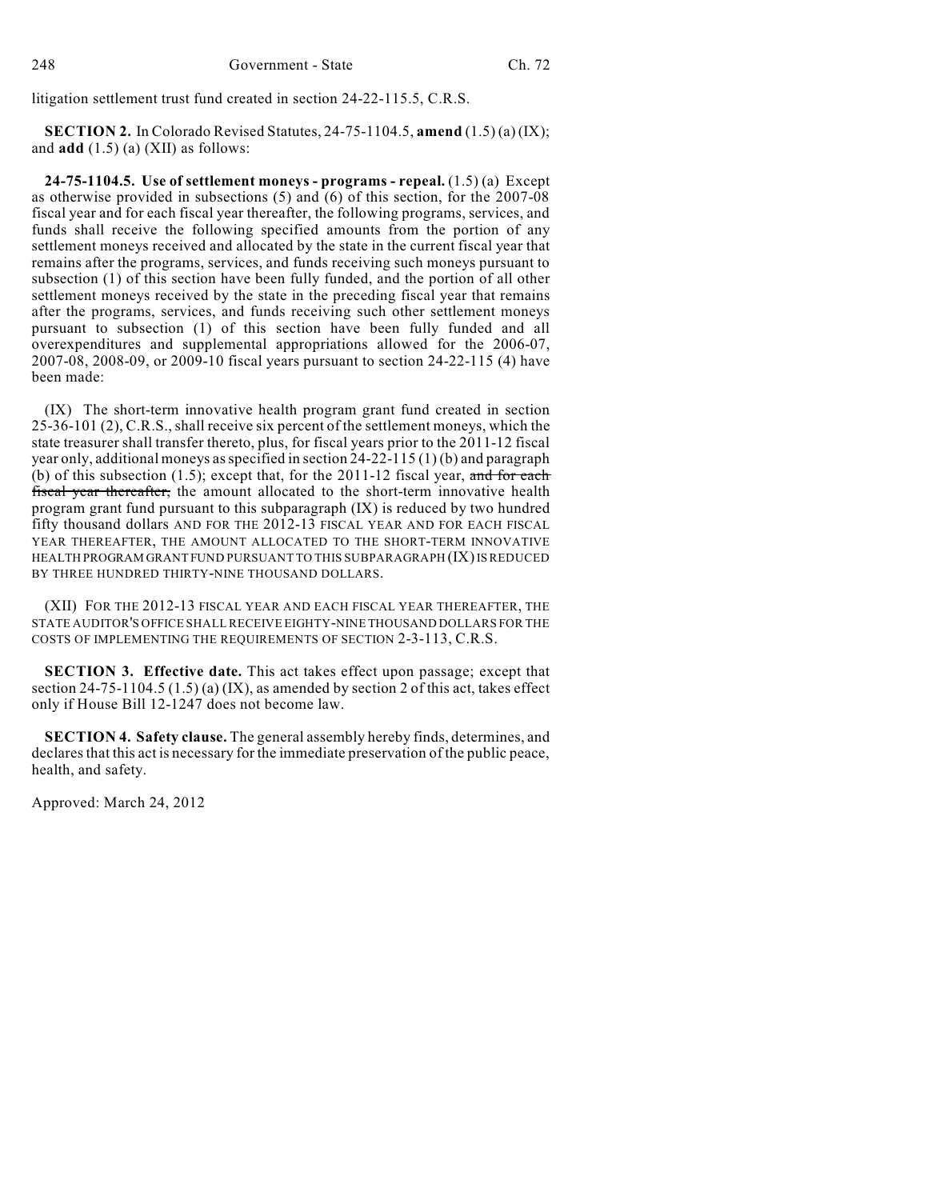litigation settlement trust fund created in section 24-22-115.5, C.R.S.

**SECTION 2.** In Colorado Revised Statutes, 24-75-1104.5, **amend** (1.5) (a) (IX); and **add** (1.5) (a) (XII) as follows:

**24-75-1104.5. Use of settlement moneys - programs - repeal.** (1.5) (a) Except as otherwise provided in subsections (5) and (6) of this section, for the 2007-08 fiscal year and for each fiscal year thereafter, the following programs, services, and funds shall receive the following specified amounts from the portion of any settlement moneys received and allocated by the state in the current fiscal year that remains after the programs, services, and funds receiving such moneys pursuant to subsection (1) of this section have been fully funded, and the portion of all other settlement moneys received by the state in the preceding fiscal year that remains after the programs, services, and funds receiving such other settlement moneys pursuant to subsection (1) of this section have been fully funded and all overexpenditures and supplemental appropriations allowed for the 2006-07, 2007-08, 2008-09, or 2009-10 fiscal years pursuant to section 24-22-115 (4) have been made:

(IX) The short-term innovative health program grant fund created in section 25-36-101 (2), C.R.S., shall receive six percent of the settlement moneys, which the state treasurer shall transfer thereto, plus, for fiscal years prior to the 2011-12 fiscal year only, additional moneys as specified in section 24-22-115 (1) (b) and paragraph (b) of this subsection (1.5); except that, for the 2011-12 fiscal year, ~~and for each fiscal year thereafter,~~ the amount allocated to the short-term innovative health program grant fund pursuant to this subparagraph (IX) is reduced by two hundred fifty thousand dollars AND FOR THE 2012-13 FISCAL YEAR AND FOR EACH FISCAL YEAR THEREAFTER, THE AMOUNT ALLOCATED TO THE SHORT-TERM INNOVATIVE HEALTH PROGRAM GRANT FUND PURSUANT TO THIS SUBPARAGRAPH (IX) IS REDUCED BY THREE HUNDRED THIRTY-NINE THOUSAND DOLLARS.

(XII) FOR THE 2012-13 FISCAL YEAR AND EACH FISCAL YEAR THEREAFTER, THE STATE AUDITOR'S OFFICE SHALL RECEIVE EIGHTY-NINE THOUSAND DOLLARS FOR THE COSTS OF IMPLEMENTING THE REQUIREMENTS OF SECTION 2-3-113, C.R.S.

**SECTION 3. Effective date.** This act takes effect upon passage; except that section 24-75-1104.5 (1.5) (a) (IX), as amended by section 2 of this act, takes effect only if House Bill 12-1247 does not become law.

**SECTION 4. Safety clause.** The general assembly hereby finds, determines, and declares that this act is necessary for the immediate preservation of the public peace, health, and safety.

Approved: March 24, 2012